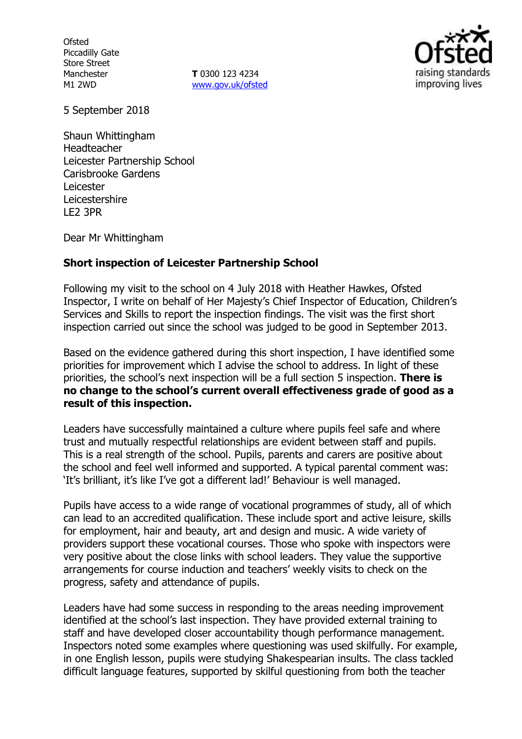Ofsted
Piccadilly Gate
Store Street
Manchester
M1 2WD

**T** 0300 123 4234
www.gov.uk/ofsted

5 September 2018

Shaun Whittingham
Headteacher
Leicester Partnership School
Carisbrooke Gardens
Leicester
Leicestershire
LE2 3PR

Dear Mr Whittingham

**Short inspection of Leicester Partnership School**

Following my visit to the school on 4 July 2018 with Heather Hawkes, Ofsted Inspector, I write on behalf of Her Majesty's Chief Inspector of Education, Children's Services and Skills to report the inspection findings. The visit was the first short inspection carried out since the school was judged to be good in September 2013.

Based on the evidence gathered during this short inspection, I have identified some priorities for improvement which I advise the school to address. In light of these priorities, the school's next inspection will be a full section 5 inspection. **There is no change to the school's current overall effectiveness grade of good as a result of this inspection.**

Leaders have successfully maintained a culture where pupils feel safe and where trust and mutually respectful relationships are evident between staff and pupils. This is a real strength of the school. Pupils, parents and carers are positive about the school and feel well informed and supported. A typical parental comment was: 'It's brilliant, it's like I've got a different lad!' Behaviour is well managed.

Pupils have access to a wide range of vocational programmes of study, all of which can lead to an accredited qualification. These include sport and active leisure, skills for employment, hair and beauty, art and design and music. A wide variety of providers support these vocational courses. Those who spoke with inspectors were very positive about the close links with school leaders. They value the supportive arrangements for course induction and teachers' weekly visits to check on the progress, safety and attendance of pupils.

Leaders have had some success in responding to the areas needing improvement identified at the school's last inspection. They have provided external training to staff and have developed closer accountability though performance management. Inspectors noted some examples where questioning was used skilfully. For example, in one English lesson, pupils were studying Shakespearian insults. The class tackled difficult language features, supported by skilful questioning from both the teacher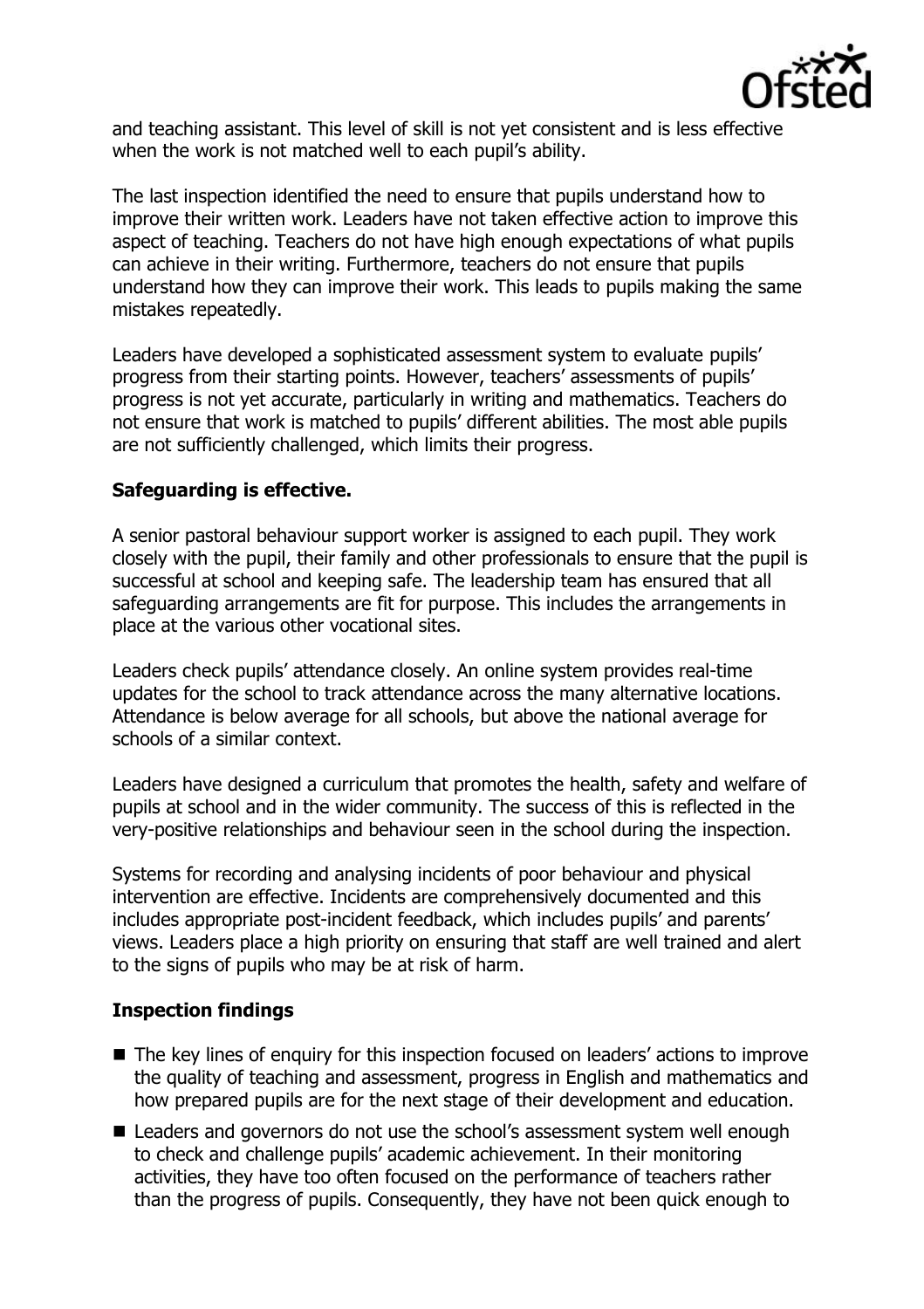and teaching assistant. This level of skill is not yet consistent and is less effective when the work is not matched well to each pupil's ability.

The last inspection identified the need to ensure that pupils understand how to improve their written work. Leaders have not taken effective action to improve this aspect of teaching. Teachers do not have high enough expectations of what pupils can achieve in their writing. Furthermore, teachers do not ensure that pupils understand how they can improve their work. This leads to pupils making the same mistakes repeatedly.

Leaders have developed a sophisticated assessment system to evaluate pupils' progress from their starting points. However, teachers' assessments of pupils' progress is not yet accurate, particularly in writing and mathematics. Teachers do not ensure that work is matched to pupils' different abilities. The most able pupils are not sufficiently challenged, which limits their progress.

### Safeguarding is effective.

A senior pastoral behaviour support worker is assigned to each pupil. They work closely with the pupil, their family and other professionals to ensure that the pupil is successful at school and keeping safe. The leadership team has ensured that all safeguarding arrangements are fit for purpose. This includes the arrangements in place at the various other vocational sites.

Leaders check pupils' attendance closely. An online system provides real-time updates for the school to track attendance across the many alternative locations. Attendance is below average for all schools, but above the national average for schools of a similar context.

Leaders have designed a curriculum that promotes the health, safety and welfare of pupils at school and in the wider community. The success of this is reflected in the very-positive relationships and behaviour seen in the school during the inspection.

Systems for recording and analysing incidents of poor behaviour and physical intervention are effective. Incidents are comprehensively documented and this includes appropriate post-incident feedback, which includes pupils' and parents' views. Leaders place a high priority on ensuring that staff are well trained and alert to the signs of pupils who may be at risk of harm.

### Inspection findings

- The key lines of enquiry for this inspection focused on leaders' actions to improve the quality of teaching and assessment, progress in English and mathematics and how prepared pupils are for the next stage of their development and education.
- Leaders and governors do not use the school's assessment system well enough to check and challenge pupils' academic achievement. In their monitoring activities, they have too often focused on the performance of teachers rather than the progress of pupils. Consequently, they have not been quick enough to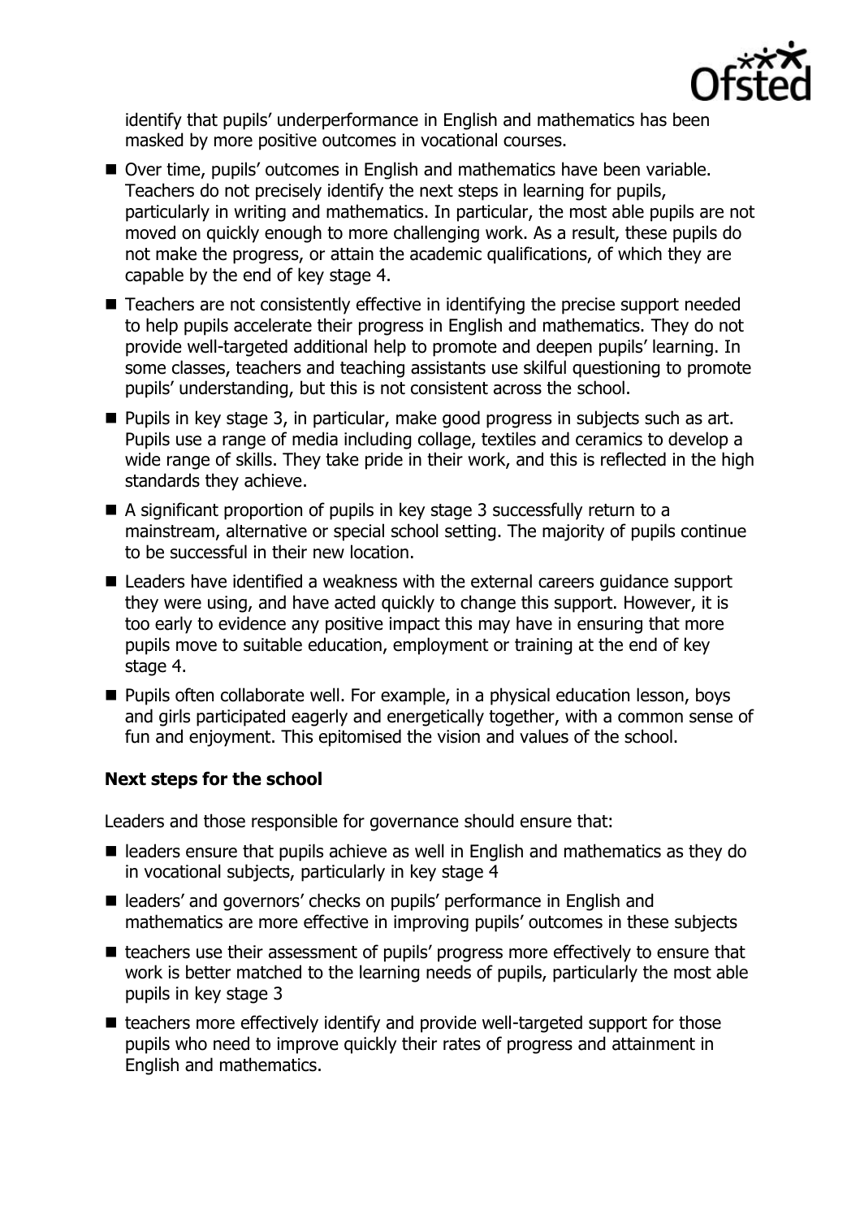identify that pupils' underperformance in English and mathematics has been masked by more positive outcomes in vocational courses.

- Over time, pupils' outcomes in English and mathematics have been variable. Teachers do not precisely identify the next steps in learning for pupils, particularly in writing and mathematics. In particular, the most able pupils are not moved on quickly enough to more challenging work. As a result, these pupils do not make the progress, or attain the academic qualifications, of which they are capable by the end of key stage 4.
- Teachers are not consistently effective in identifying the precise support needed to help pupils accelerate their progress in English and mathematics. They do not provide well-targeted additional help to promote and deepen pupils' learning. In some classes, teachers and teaching assistants use skilful questioning to promote pupils' understanding, but this is not consistent across the school.
- Pupils in key stage 3, in particular, make good progress in subjects such as art. Pupils use a range of media including collage, textiles and ceramics to develop a wide range of skills. They take pride in their work, and this is reflected in the high standards they achieve.
- A significant proportion of pupils in key stage 3 successfully return to a mainstream, alternative or special school setting. The majority of pupils continue to be successful in their new location.
- Leaders have identified a weakness with the external careers guidance support they were using, and have acted quickly to change this support. However, it is too early to evidence any positive impact this may have in ensuring that more pupils move to suitable education, employment or training at the end of key stage 4.
- Pupils often collaborate well. For example, in a physical education lesson, boys and girls participated eagerly and energetically together, with a common sense of fun and enjoyment. This epitomised the vision and values of the school.

### Next steps for the school

Leaders and those responsible for governance should ensure that:

- leaders ensure that pupils achieve as well in English and mathematics as they do in vocational subjects, particularly in key stage 4
- leaders' and governors' checks on pupils' performance in English and mathematics are more effective in improving pupils' outcomes in these subjects
- teachers use their assessment of pupils' progress more effectively to ensure that work is better matched to the learning needs of pupils, particularly the most able pupils in key stage 3
- teachers more effectively identify and provide well-targeted support for those pupils who need to improve quickly their rates of progress and attainment in English and mathematics.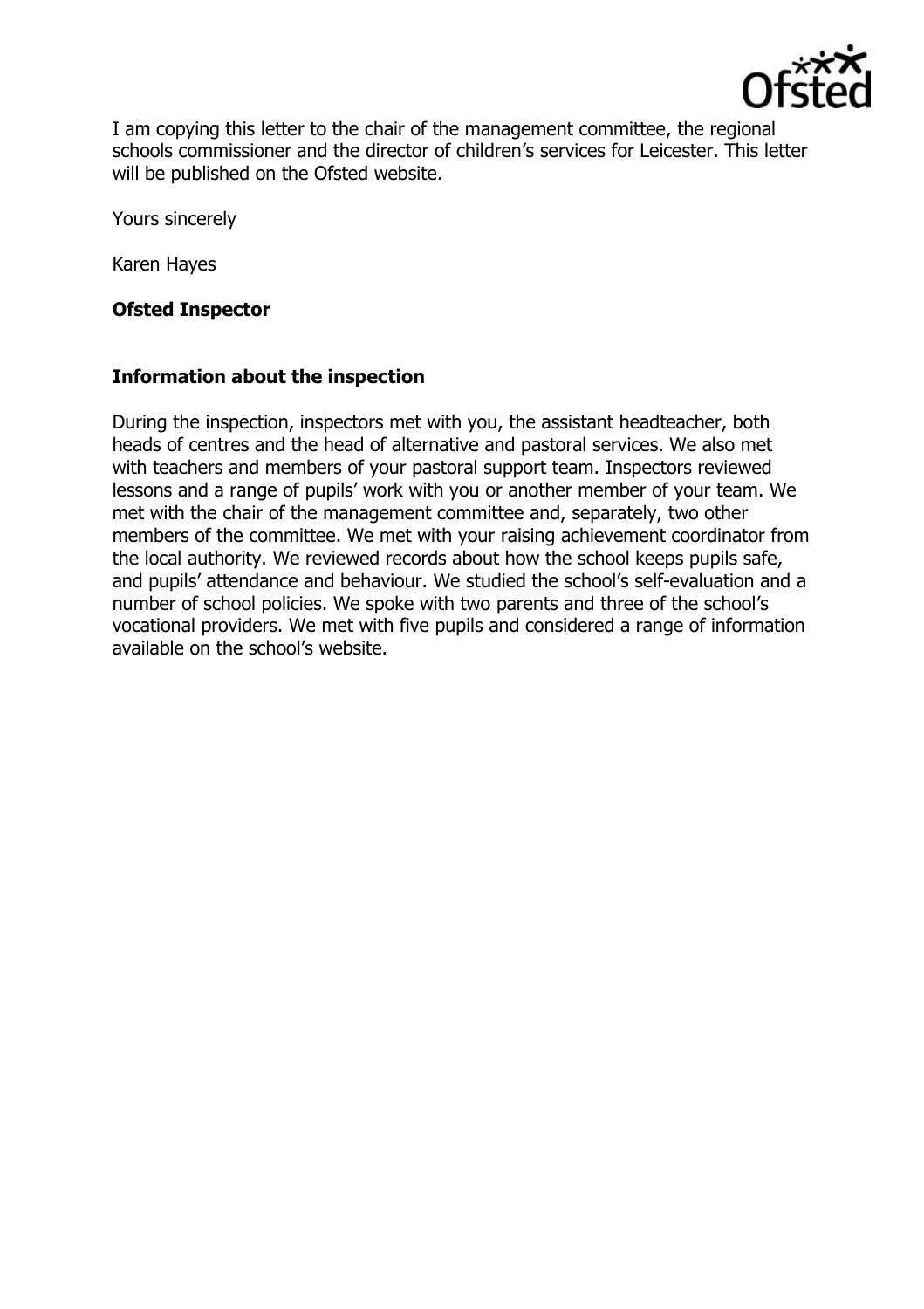I am copying this letter to the chair of the management committee, the regional schools commissioner and the director of children's services for Leicester. This letter will be published on the Ofsted website.

Yours sincerely

Karen Hayes

**Ofsted Inspector**

## Information about the inspection

During the inspection, inspectors met with you, the assistant headteacher, both heads of centres and the head of alternative and pastoral services. We also met with teachers and members of your pastoral support team. Inspectors reviewed lessons and a range of pupils' work with you or another member of your team. We met with the chair of the management committee and, separately, two other members of the committee. We met with your raising achievement coordinator from the local authority. We reviewed records about how the school keeps pupils safe, and pupils' attendance and behaviour. We studied the school's self-evaluation and a number of school policies. We spoke with two parents and three of the school's vocational providers. We met with five pupils and considered a range of information available on the school's website.